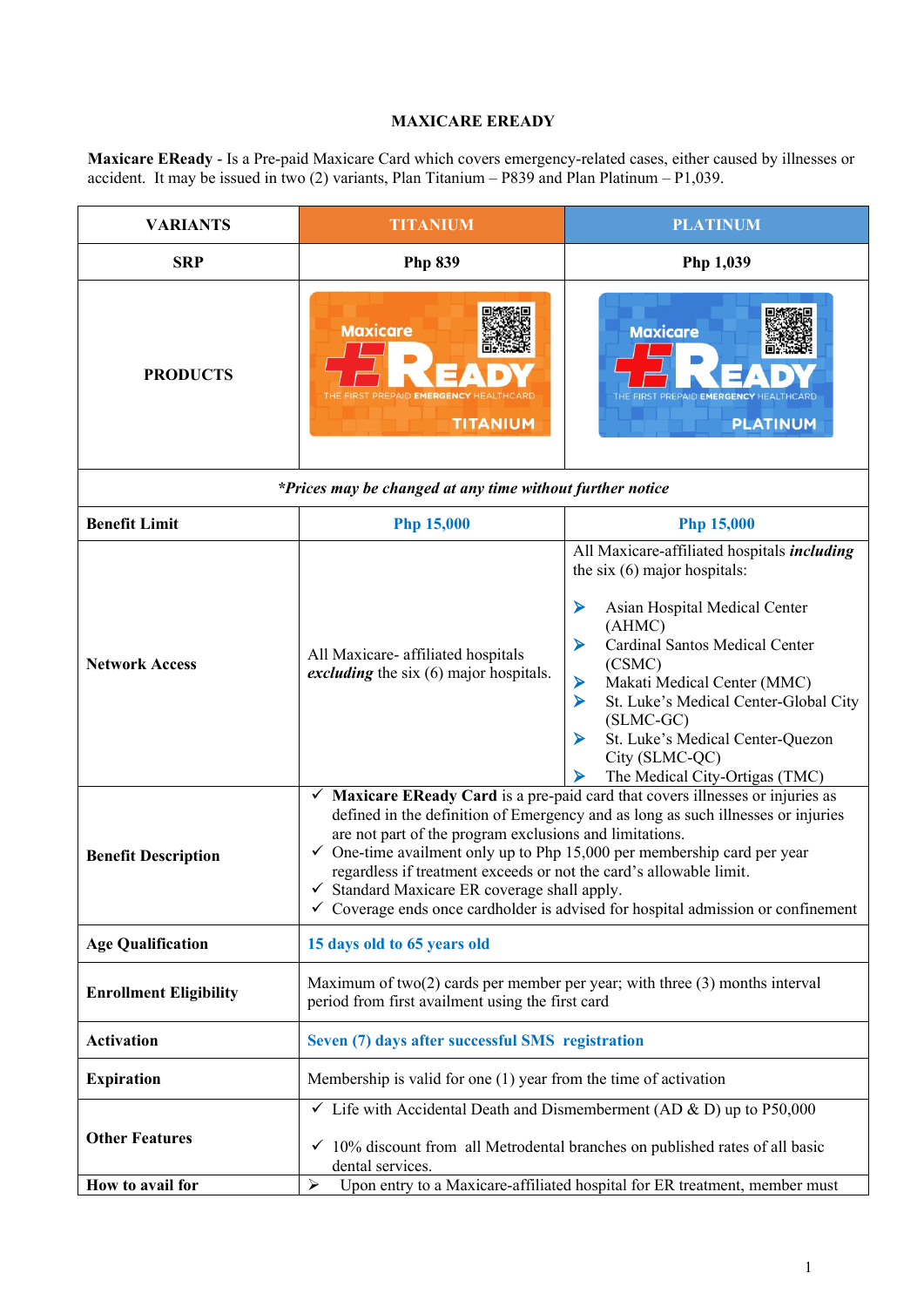**MAXICARE EREADY**

**Maxicare EReady** - Is a Pre-paid Maxicare Card which covers emergency-related cases, either caused by illnesses or accident. It may be issued in two (2) variants, Plan Titanium – P839 and Plan Platinum – P1,039.

| VARIANTS | TITANIUM | PLATINUM |
|---|---|---|
| **SRP** | **Php 839** | **Php 1,039** |
| **PRODUCTS** | | |
| *\*Prices may be changed at any time without further notice* | | |
| **Benefit Limit** | **Php 15,000** | **Php 15,000** |
| **Network Access** | All Maxicare- affiliated hospitals ***excluding*** the six (6) major hospitals. | All Maxicare-affiliated hospitals ***including*** the six (6) major hospitals:<br>➢ Asian Hospital Medical Center (AHMC)<br>➢ Cardinal Santos Medical Center (CSMC)<br>➢ Makati Medical Center (MMC)<br>➢ St. Luke's Medical Center-Global City (SLMC-GC)<br>➢ St. Luke's Medical Center-Quezon City (SLMC-QC)<br>➢ The Medical City-Ortigas (TMC) |
| **Benefit Description** | ✓ **Maxicare EReady Card** is a pre-paid card that covers illnesses or injuries as defined in the definition of Emergency and as long as such illnesses or injuries are not part of the program exclusions and limitations.<br>✓ One-time availment only up to Php 15,000 per membership card per year regardless if treatment exceeds or not the card's allowable limit.<br>✓ Standard Maxicare ER coverage shall apply.<br>✓ Coverage ends once cardholder is advised for hospital admission or confinement | |
| **Age Qualification** | **15 days old to 65 years old** | |
| **Enrollment Eligibility** | Maximum of two(2) cards per member per year; with three (3) months interval period from first availment using the first card | |
| **Activation** | **Seven (7) days after successful SMS registration** | |
| **Expiration** | Membership is valid for one (1) year from the time of activation | |
| **Other Features** | ✓ Life with Accidental Death and Dismemberment (AD & D) up to P50,000<br>✓ 10% discount from all Metrodental branches on published rates of all basic dental services. | |
| **How to avail for** | ➢ Upon entry to a Maxicare-affiliated hospital for ER treatment, member must | |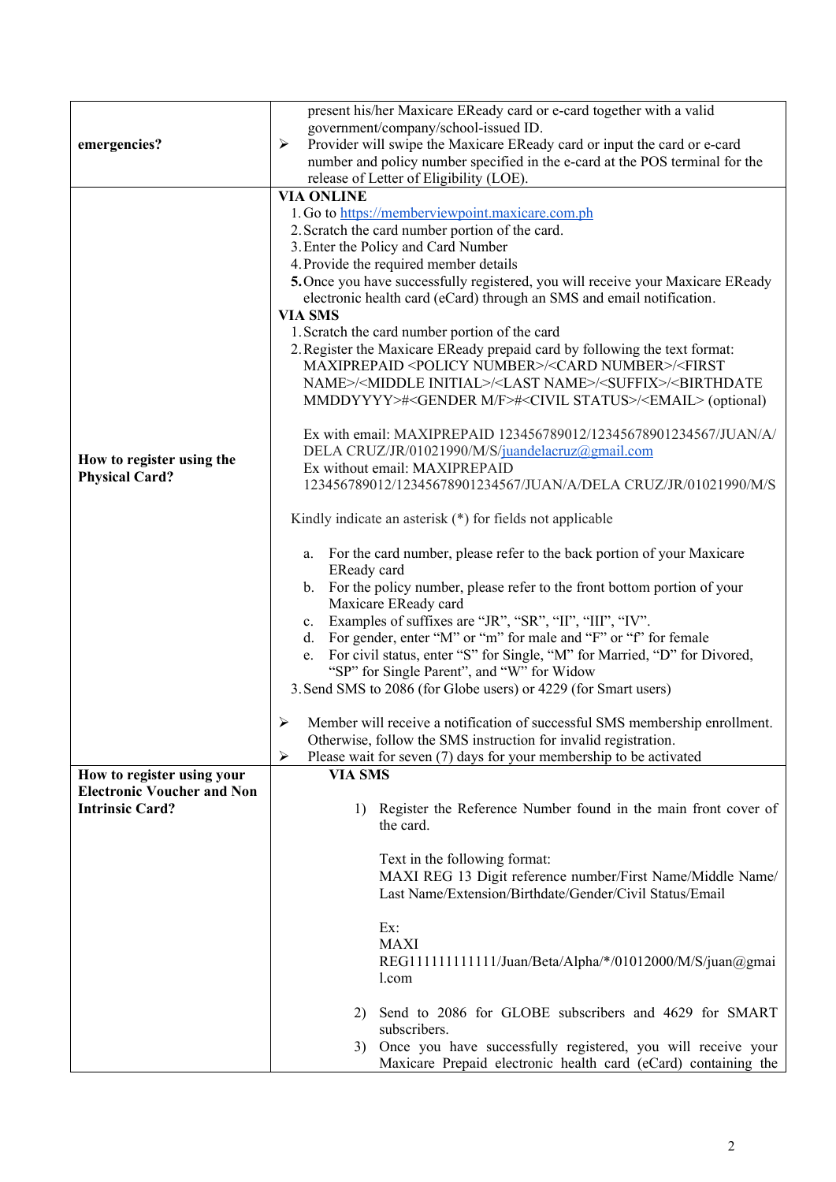| | |
|---|---|
| **emergencies?** | present his/her Maxicare EReady card or e-card together with a valid government/company/school-issued ID.<br>➢ Provider will swipe the Maxicare EReady card or input the card or e-card number and policy number specified in the e-card at the POS terminal for the release of Letter of Eligibility (LOE). |
| **How to register using the Physical Card?** | **VIA ONLINE**<br>1. Go to https://memberviewpoint.maxicare.com.ph<br>2. Scratch the card number portion of the card.<br>3. Enter the Policy and Card Number<br>4. Provide the required member details<br>**5.** Once you have successfully registered, you will receive your Maxicare EReady electronic health card (eCard) through an SMS and email notification.<br>**VIA SMS**<br>1. Scratch the card number portion of the card<br>2. Register the Maxicare EReady prepaid card by following the text format: MAXIPREPAID <POLICY NUMBER>/<CARD NUMBER>/<FIRST NAME>/<MIDDLE INITIAL>/<LAST NAME>/<SUFFIX>/<BIRTHDATE MMDDYYYY>#<GENDER M/F>#<CIVIL STATUS>/<EMAIL> (optional)<br><br>Ex with email: MAXIPREPAID 123456789012/12345678901234567/JUAN/A/DELA CRUZ/JR/01021990/M/S/juandelacruz@gmail.com<br>Ex without email: MAXIPREPAID 123456789012/12345678901234567/JUAN/A/DELA CRUZ/JR/01021990/M/S<br><br>Kindly indicate an asterisk (*) for fields not applicable<br><br>a. For the card number, please refer to the back portion of your Maxicare EReady card<br>b. For the policy number, please refer to the front bottom portion of your Maxicare EReady card<br>c. Examples of suffixes are "JR", "SR", "II", "III", "IV".<br>d. For gender, enter "M" or "m" for male and "F" or "f" for female<br>e. For civil status, enter "S" for Single, "M" for Married, "D" for Divored, "SP" for Single Parent", and "W" for Widow<br>3. Send SMS to 2086 (for Globe users) or 4229 (for Smart users)<br><br>➢ Member will receive a notification of successful SMS membership enrollment. Otherwise, follow the SMS instruction for invalid registration.<br>➢ Please wait for seven (7) days for your membership to be activated |
| **How to register using your Electronic Voucher and Non Intrinsic Card?** | **VIA SMS**<br><br>1) Register the Reference Number found in the main front cover of the card.<br><br>Text in the following format:<br>MAXI REG 13 Digit reference number/First Name/Middle Name/Last Name/Extension/Birthdate/Gender/Civil Status/Email<br><br>Ex:<br>MAXI REG111111111111/Juan/Beta/Alpha/*/01012000/M/S/juan@gmail.com<br><br>2) Send to 2086 for GLOBE subscribers and 4629 for SMART subscribers.<br>3) Once you have successfully registered, you will receive your Maxicare Prepaid electronic health card (eCard) containing the |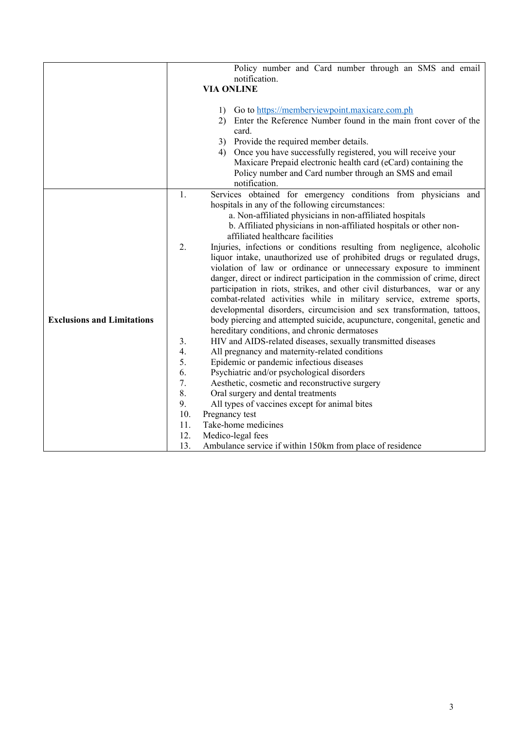| | |
|---|---|
| | Policy number and Card number through an SMS and email notification.<br>**VIA ONLINE**<br>1) Go to https://memberviewpoint.maxicare.com.ph<br>2) Enter the Reference Number found in the main front cover of the card.<br>3) Provide the required member details.<br>4) Once you have successfully registered, you will receive your Maxicare Prepaid electronic health card (eCard) containing the Policy number and Card number through an SMS and email notification. |
| **Exclusions and Limitations** | 1. Services obtained for emergency conditions from physicians and hospitals in any of the following circumstances:<br>a. Non-affiliated physicians in non-affiliated hospitals<br>b. Affiliated physicians in non-affiliated hospitals or other non-affiliated healthcare facilities<br>2. Injuries, infections or conditions resulting from negligence, alcoholic liquor intake, unauthorized use of prohibited drugs or regulated drugs, violation of law or ordinance or unnecessary exposure to imminent danger, direct or indirect participation in the commission of crime, direct participation in riots, strikes, and other civil disturbances, war or any combat-related activities while in military service, extreme sports, developmental disorders, circumcision and sex transformation, tattoos, body piercing and attempted suicide, acupuncture, congenital, genetic and hereditary conditions, and chronic dermatoses<br>3. HIV and AIDS-related diseases, sexually transmitted diseases<br>4. All pregnancy and maternity-related conditions<br>5. Epidemic or pandemic infectious diseases<br>6. Psychiatric and/or psychological disorders<br>7. Aesthetic, cosmetic and reconstructive surgery<br>8. Oral surgery and dental treatments<br>9. All types of vaccines except for animal bites<br>10. Pregnancy test<br>11. Take-home medicines<br>12. Medico-legal fees<br>13. Ambulance service if within 150km from place of residence |